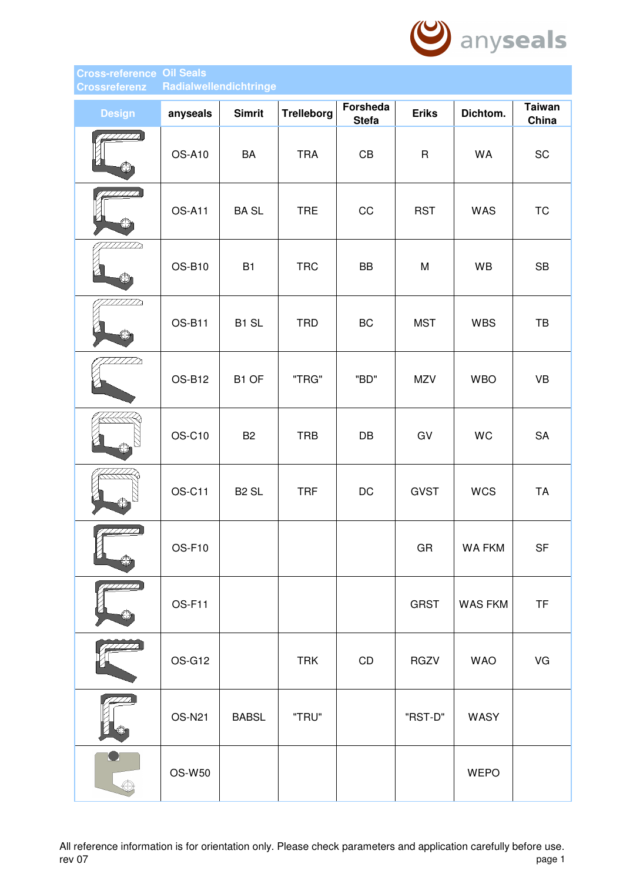## Cross-reference Oil Seals
## Crossreferenz Radialwellendichtringe

| Design | anyseals | Simrit | Trelleborg | Forsheda Stefa | Eriks | Dichtom. | Taiwan China |
|---|---|---|---|---|---|---|---|
| | OS-A10 | BA | TRA | CB | R | WA | SC |
| | OS-A11 | BA SL | TRE | CC | RST | WAS | TC |
| | OS-B10 | B1 | TRC | BB | M | WB | SB |
| | OS-B11 | B1 SL | TRD | BC | MST | WBS | TB |
| | OS-B12 | B1 OF | "TRG" | "BD" | MZV | WBO | VB |
| | OS-C10 | B2 | TRB | DB | GV | WC | SA |
| | OS-C11 | B2 SL | TRF | DC | GVST | WCS | TA |
| | OS-F10 | | | | GR | WA FKM | SF |
| | OS-F11 | | | | GRST | WAS FKM | TF |
| | OS-G12 | | TRK | CD | RGZV | WAO | VG |
| | OS-N21 | BABSL | "TRU" | | "RST-D" | WASY | |
| | OS-W50 | | | | | WEPO | |

All reference information is for orientation only. Please check parameters and application carefully before use.
rev 07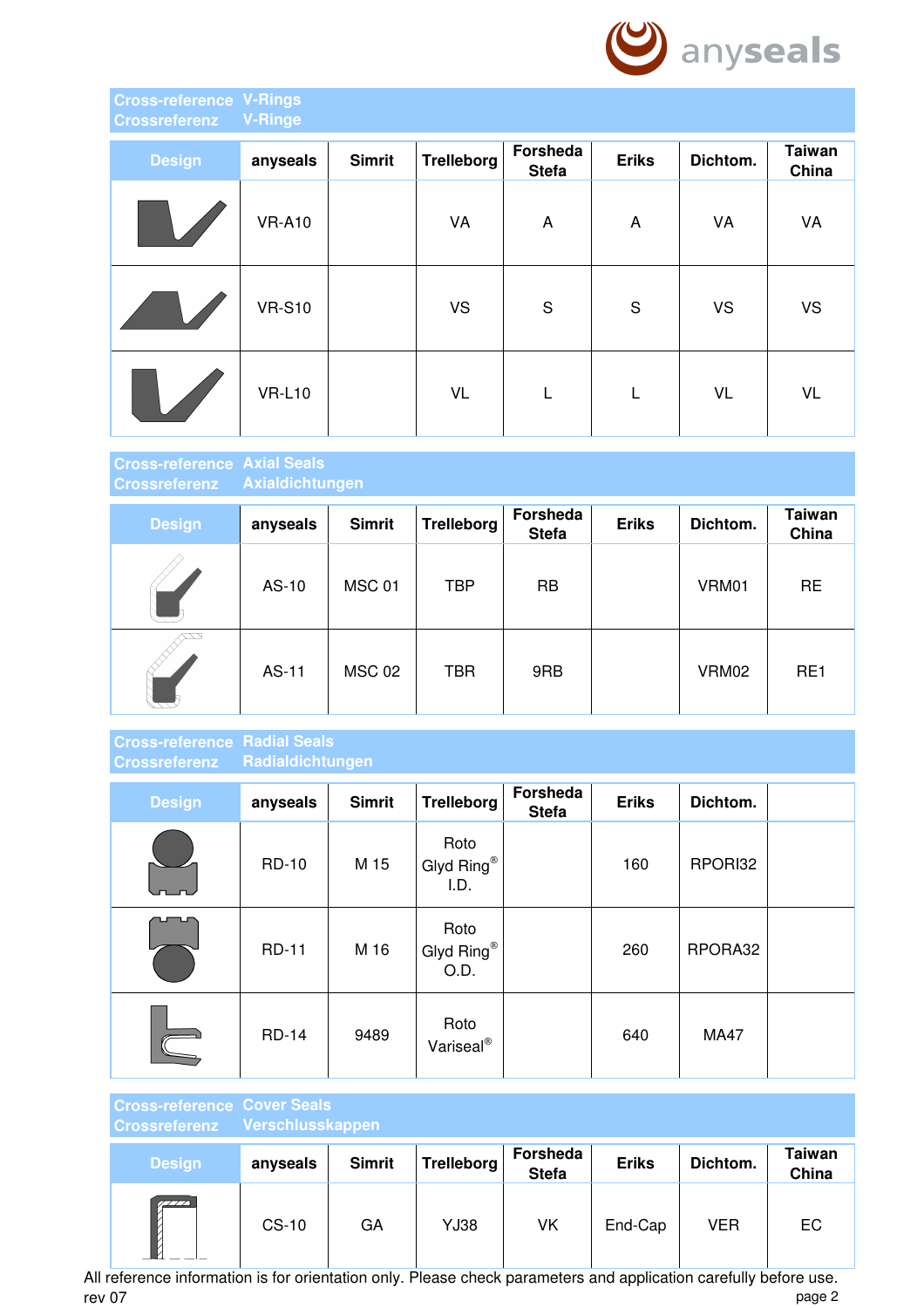## Cross-reference V-Rings
## Crossreferenz V-Ringe

| Design | anyseals | Simrit | Trelleborg | Forsheda Stefa | Eriks | Dichtom. | Taiwan China |
|---|---|---|---|---|---|---|---|
| | VR-A10 | | VA | A | A | VA | VA |
| | VR-S10 | | VS | S | S | VS | VS |
| | VR-L10 | | VL | L | L | VL | VL |

## Cross-reference Axial Seals
## Crossreferenz Axialdichtungen

| Design | anyseals | Simrit | Trelleborg | Forsheda Stefa | Eriks | Dichtom. | Taiwan China |
|---|---|---|---|---|---|---|---|
| | AS-10 | MSC 01 | TBP | RB | | VRM01 | RE |
| | AS-11 | MSC 02 | TBR | 9RB | | VRM02 | RE1 |

## Cross-reference Radial Seals
## Crossreferenz Radialdichtungen

| Design | anyseals | Simrit | Trelleborg | Forsheda Stefa | Eriks | Dichtom. | |
|---|---|---|---|---|---|---|---|
| | RD-10 | M 15 | Roto Glyd Ring® I.D. | | 160 | RPORI32 | |
| | RD-11 | M 16 | Roto Glyd Ring® O.D. | | 260 | RPORA32 | |
| | RD-14 | 9489 | Roto Variseal® | | 640 | MA47 | |

## Cross-reference Cover Seals
## Crossreferenz Verschlusskappen

| Design | anyseals | Simrit | Trelleborg | Forsheda Stefa | Eriks | Dichtom. | Taiwan China |
|---|---|---|---|---|---|---|---|
| | CS-10 | GA | YJ38 | VK | End-Cap | VER | EC |

All reference information is for orientation only. Please check parameters and application carefully before use.

rev 07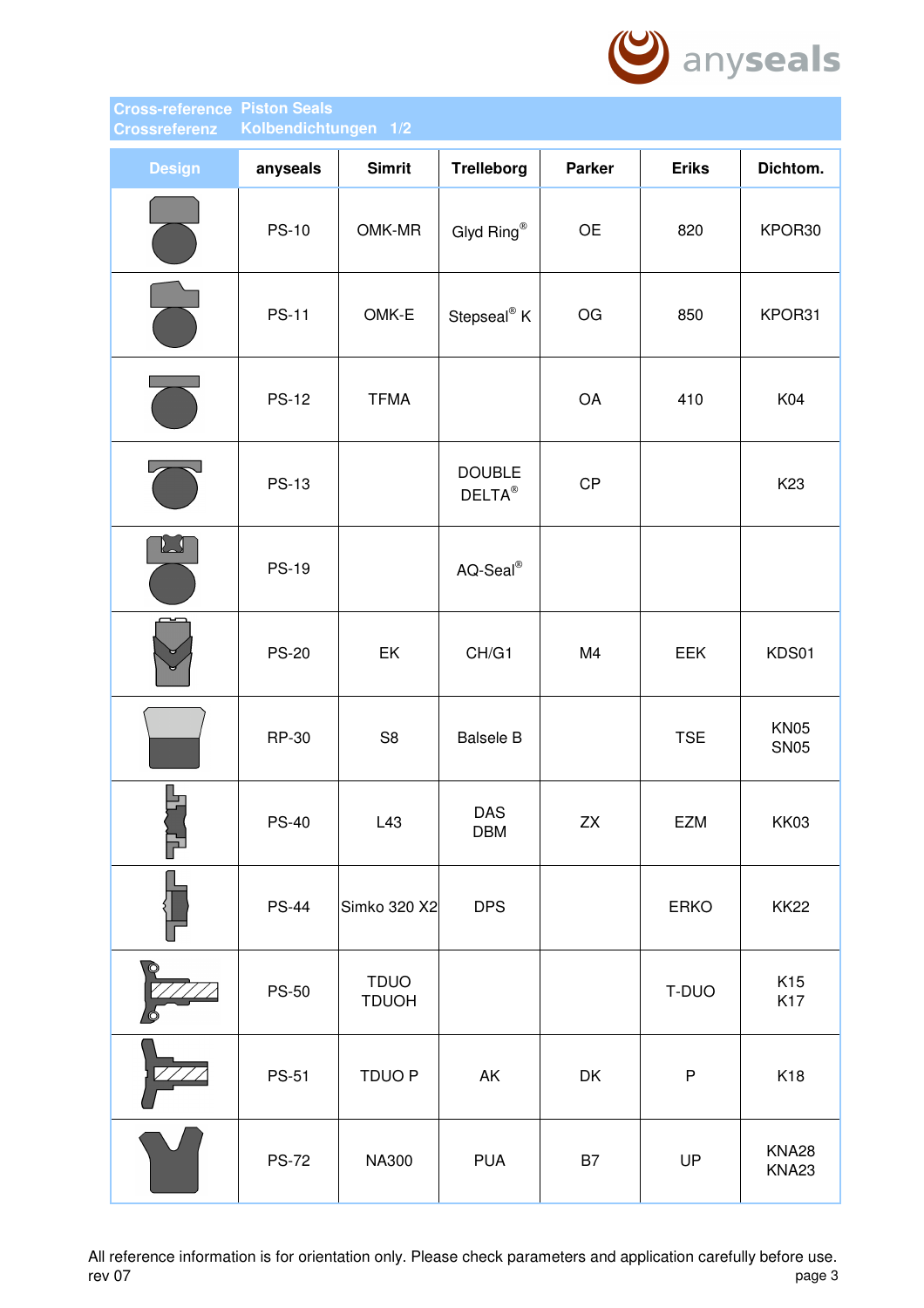## Cross-reference Piston Seals
## Crossreferenz Kolbendichtungen 1/2

| Design | anyseals | Simrit | Trelleborg | Parker | Eriks | Dichtom. |
|---|---|---|---|---|---|---|
| | PS-10 | OMK-MR | Glyd Ring® | OE | 820 | KPOR30 |
| | PS-11 | OMK-E | Stepseal® K | OG | 850 | KPOR31 |
| | PS-12 | TFMA | | OA | 410 | K04 |
| | PS-13 | | DOUBLE DELTA® | CP | | K23 |
| | PS-19 | | AQ-Seal® | | | |
| | PS-20 | EK | CH/G1 | M4 | EEK | KDS01 |
| | RP-30 | S8 | Balsele B | | TSE | KN05 SN05 |
| | PS-40 | L43 | DAS DBM | ZX | EZM | KK03 |
| | PS-44 | Simko 320 X2 | DPS | | ERKO | KK22 |
| | PS-50 | TDUO TDUOH | | | T-DUO | K15 K17 |
| | PS-51 | TDUO P | AK | DK | P | K18 |
| | PS-72 | NA300 | PUA | B7 | UP | KNA28 KNA23 |

All reference information is for orientation only. Please check parameters and application carefully before use.

rev 07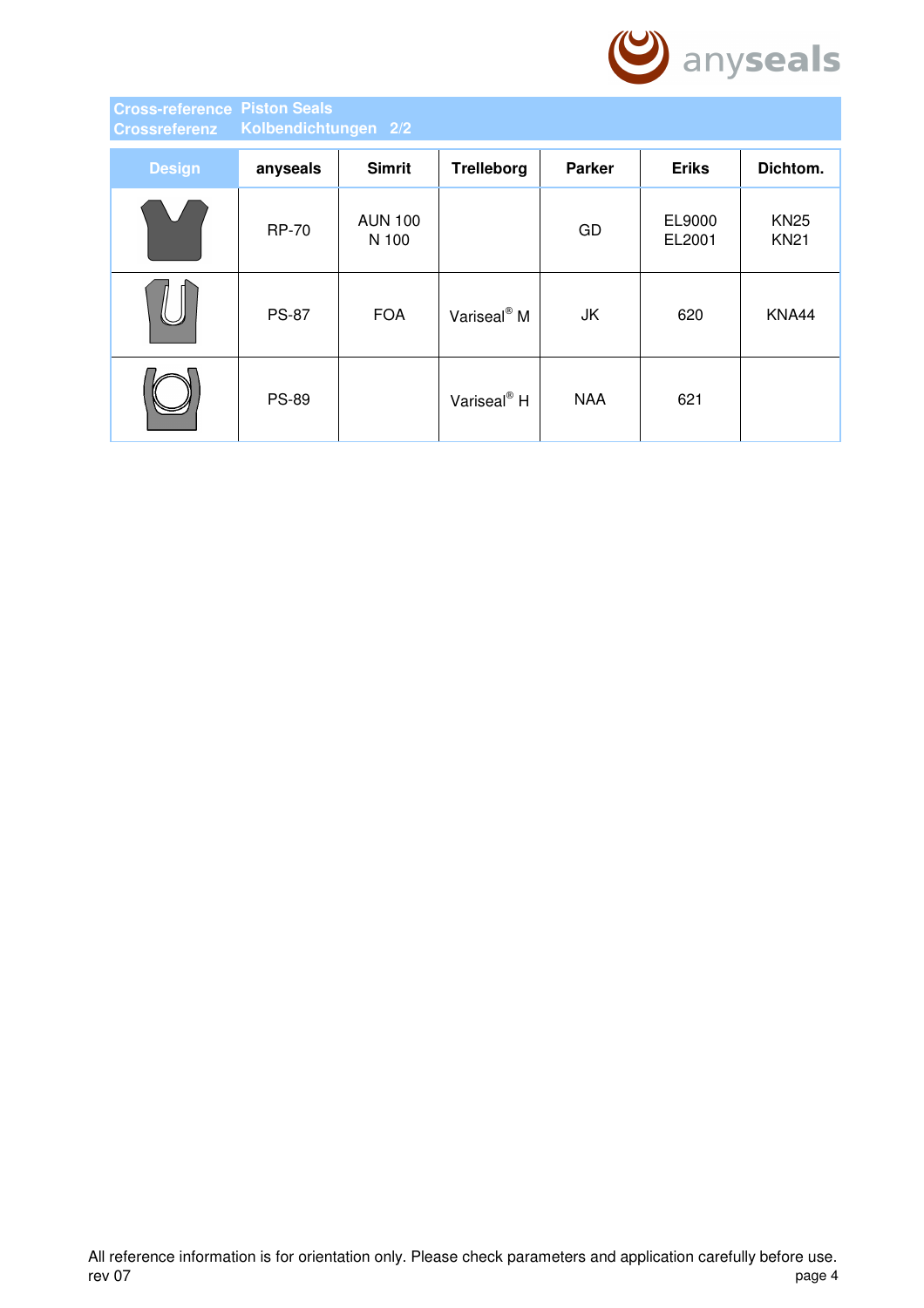## Cross-reference Piston Seals
## Crossreferenz Kolbendichtungen 2/2

| Design | anyseals | Simrit | Trelleborg | Parker | Eriks | Dichtom. |
|---|---|---|---|---|---|---|
| | RP-70 | AUN 100<br>N 100 | | GD | EL9000<br>EL2001 | KN25<br>KN21 |
| | PS-87 | FOA | Variseal® M | JK | 620 | KNA44 |
| | PS-89 | | Variseal® H | NAA | 621 | |

All reference information is for orientation only. Please check parameters and application carefully before use.
rev 07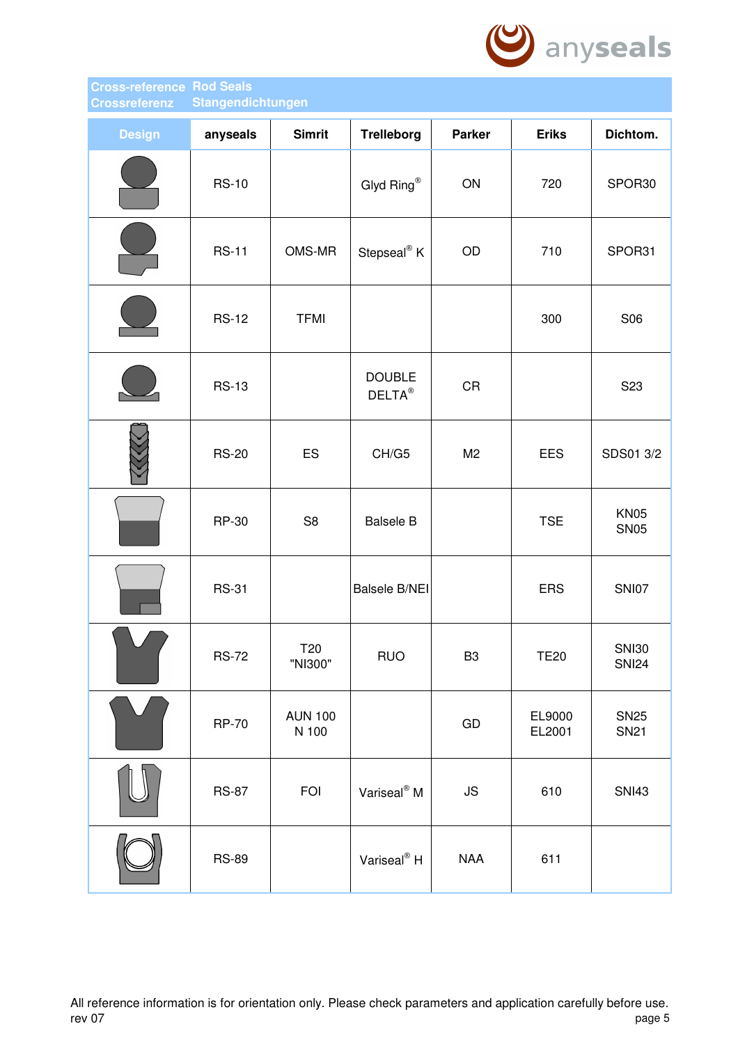## Cross-reference Rod Seals
## Crossreferenz Stangendichtungen

| Design | anyseals | Simrit | Trelleborg | Parker | Eriks | Dichtom. |
|---|---|---|---|---|---|---|
| | RS-10 | | Glyd Ring® | ON | 720 | SPOR30 |
| | RS-11 | OMS-MR | Stepseal® K | OD | 710 | SPOR31 |
| | RS-12 | TFMI | | | 300 | S06 |
| | RS-13 | | DOUBLE DELTA® | CR | | S23 |
| | RS-20 | ES | CH/G5 | M2 | EES | SDS01 3/2 |
| | RP-30 | S8 | Balsele B | | TSE | KN05 SN05 |
| | RS-31 | | Balsele B/NEI | | ERS | SNI07 |
| | RS-72 | T20 "NI300" | RUO | B3 | TE20 | SNI30 SNI24 |
| | RP-70 | AUN 100 N 100 | | GD | EL9000 EL2001 | SN25 SN21 |
| | RS-87 | FOI | Variseal® M | JS | 610 | SNI43 |
| | RS-89 | | Variseal® H | NAA | 611 | |

All reference information is for orientation only. Please check parameters and application carefully before use.
rev 07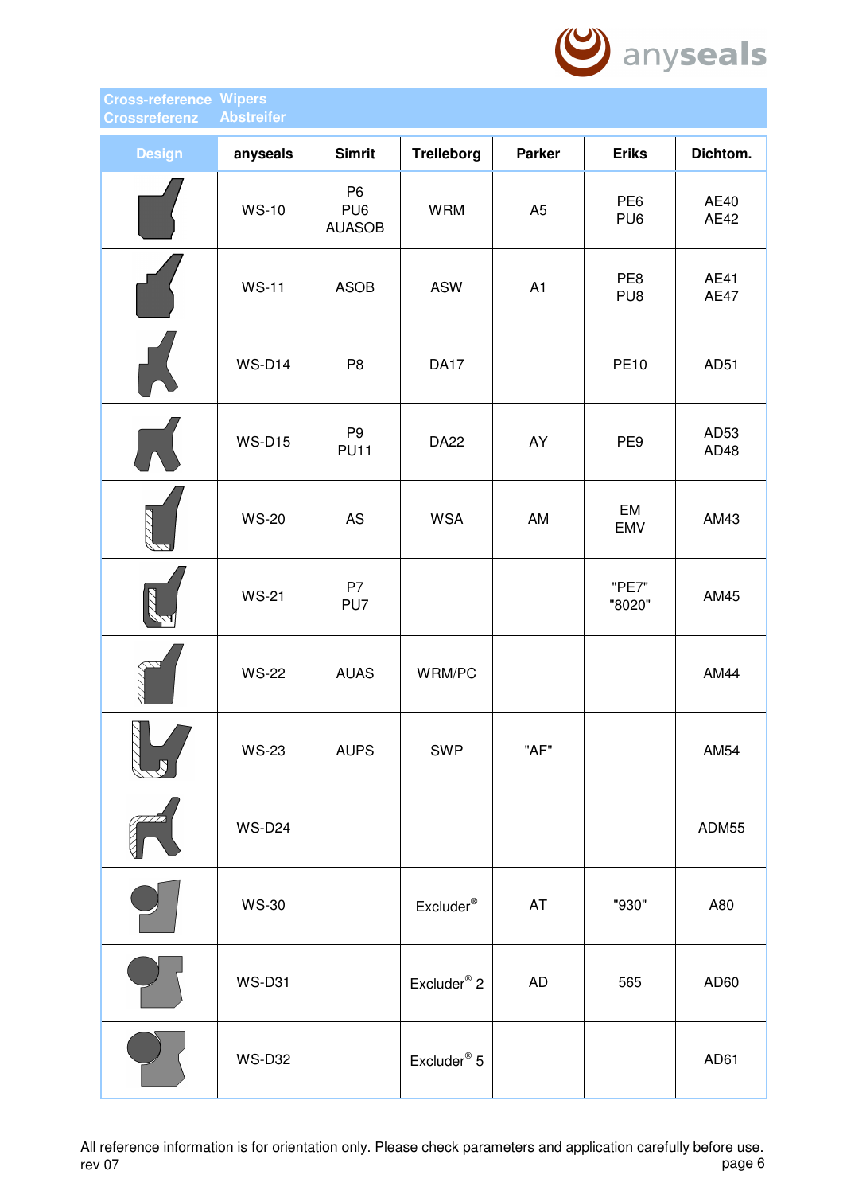| Cross-reference | Wipers |
| --- | --- |
| Crossreferenz | Abstreifer |

| Design | anyseals | Simrit | Trelleborg | Parker | Eriks | Dichtom. |
| --- | --- | --- | --- | --- | --- | --- |
| | WS-10 | P6<br>PU6<br>AUASOB | WRM | A5 | PE6<br>PU6 | AE40<br>AE42 |
| | WS-11 | ASOB | ASW | A1 | PE8<br>PU8 | AE41<br>AE47 |
| | WS-D14 | P8 | DA17 | | PE10 | AD51 |
| | WS-D15 | P9<br>PU11 | DA22 | AY | PE9 | AD53<br>AD48 |
| | WS-20 | AS | WSA | AM | EM<br>EMV | AM43 |
| | WS-21 | P7<br>PU7 | | | "PE7"<br>"8020" | AM45 |
| | WS-22 | AUAS | WRM/PC | | | AM44 |
| | WS-23 | AUPS | SWP | "AF" | | AM54 |
| | WS-D24 | | | | | ADM55 |
| | WS-30 | | Excluder® | AT | "930" | A80 |
| | WS-D31 | | Excluder® 2 | AD | 565 | AD60 |
| | WS-D32 | | Excluder® 5 | | | AD61 |

All reference information is for orientation only. Please check parameters and application carefully before use.
rev 07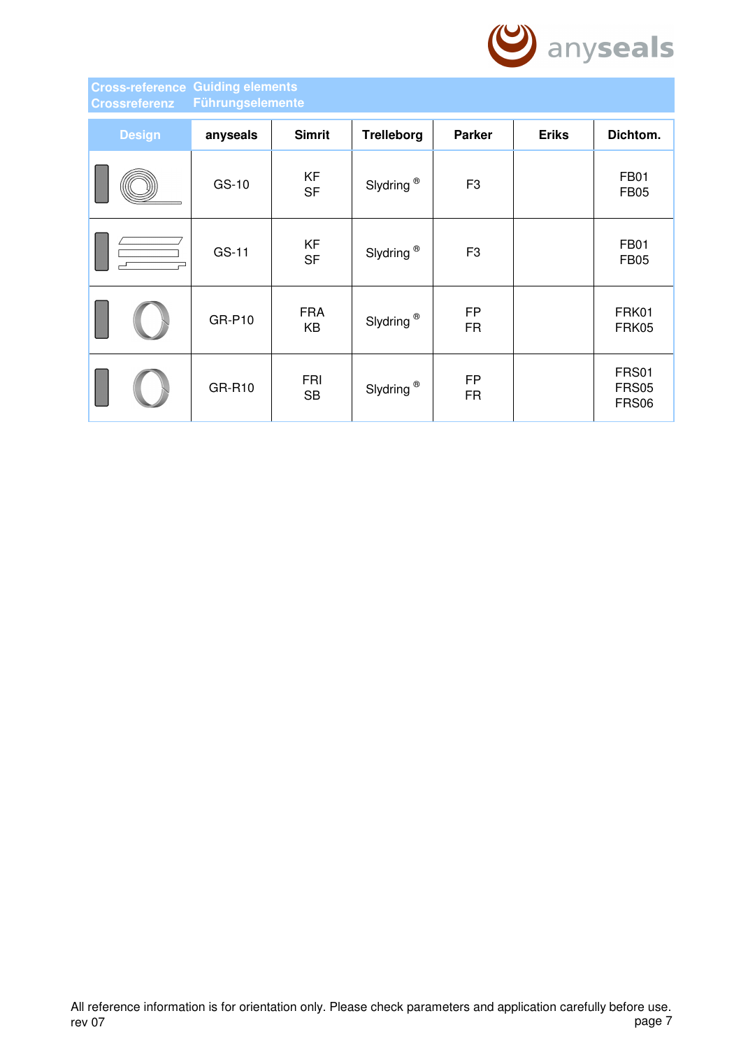## Cross-reference Guiding elements
## Crossreferenz Führungselemente

| Design | anyseals | Simrit | Trelleborg | Parker | Eriks | Dichtom. |
|---|---|---|---|---|---|---|
| | GS-10 | KF<br>SF | Slydring ® | F3 | | FB01<br>FB05 |
| | GS-11 | KF<br>SF | Slydring ® | F3 | | FB01<br>FB05 |
| | GR-P10 | FRA<br>KB | Slydring ® | FP<br>FR | | FRK01<br>FRK05 |
| | GR-R10 | FRI<br>SB | Slydring ® | FP<br>FR | | FRS01<br>FRS05<br>FRS06 |

All reference information is for orientation only. Please check parameters and application carefully before use.
rev 07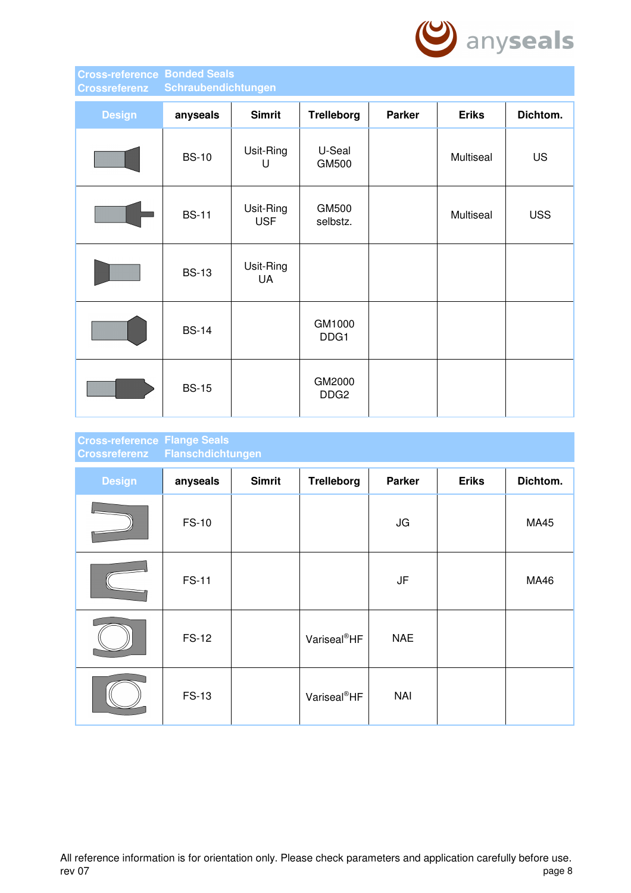## Cross-reference Bonded Seals
## Crossreferenz Schraubendichtungen

| Design | anyseals | Simrit | Trelleborg | Parker | Eriks | Dichtom. |
| --- | --- | --- | --- | --- | --- | --- |
| | BS-10 | Usit-Ring U | U-Seal GM500 | | Multiseal | US |
| | BS-11 | Usit-Ring USF | GM500 selbstz. | | Multiseal | USS |
| | BS-13 | Usit-Ring UA | | | | |
| | BS-14 | | GM1000 DDG1 | | | |
| | BS-15 | | GM2000 DDG2 | | | |

## Cross-reference Flange Seals
## Crossreferenz Flanschdichtungen

| Design | anyseals | Simrit | Trelleborg | Parker | Eriks | Dichtom. |
| --- | --- | --- | --- | --- | --- | --- |
| | FS-10 | | | JG | | MA45 |
| | FS-11 | | | JF | | MA46 |
| | FS-12 | | Variseal®HF | NAE | | |
| | FS-13 | | Variseal®HF | NAI | | |

All reference information is for orientation only. Please check parameters and application carefully before use.
rev 07